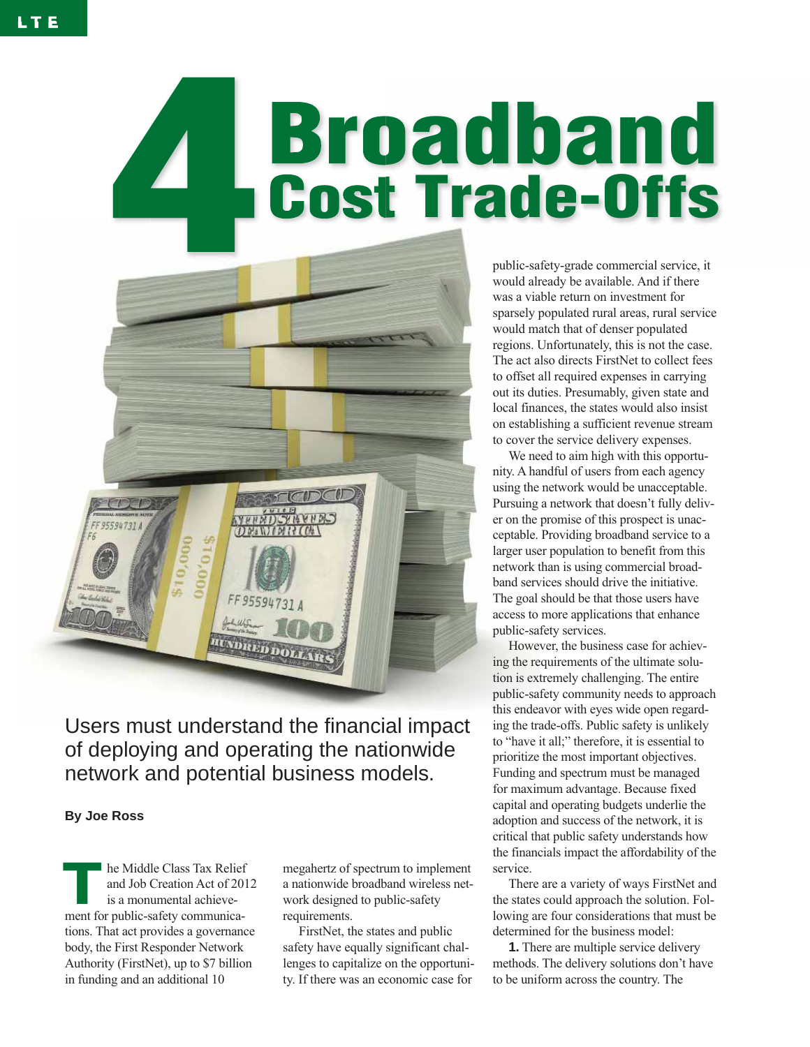# 4 Broadband Cost Trade-Offs

Users must understand the financial impact of deploying and operating the nationwide network and potential business models.

**By Joe Ross**

The Middle Class Tax Relief and Job Creation Act of 2012 is a monumental achievement for public-safety communications. That act provides a governance body, the First Responder Network Authority (FirstNet), up to $7 billion in funding and an additional 10 megahertz of spectrum to implement a nationwide broadband wireless network designed to public-safety requirements.

FirstNet, the states and public safety have equally significant challenges to capitalize on the opportunity. If there was an economic case for public-safety-grade commercial service, it would already be available. And if there was a viable return on investment for sparsely populated rural areas, rural service would match that of denser populated regions. Unfortunately, this is not the case. The act also directs FirstNet to collect fees to offset all required expenses in carrying out its duties. Presumably, given state and local finances, the states would also insist on establishing a sufficient revenue stream to cover the service delivery expenses.

We need to aim high with this opportunity. A handful of users from each agency using the network would be unacceptable. Pursuing a network that doesn't fully deliver on the promise of this prospect is unacceptable. Providing broadband service to a larger user population to benefit from this network than is using commercial broadband services should drive the initiative. The goal should be that those users have access to more applications that enhance public-safety services.

However, the business case for achieving the requirements of the ultimate solution is extremely challenging. The entire public-safety community needs to approach this endeavor with eyes wide open regarding the trade-offs. Public safety is unlikely to "have it all;" therefore, it is essential to prioritize the most important objectives. Funding and spectrum must be managed for maximum advantage. Because fixed capital and operating budgets underlie the adoption and success of the network, it is critical that public safety understands how the financials impact the affordability of the service.

There are a variety of ways FirstNet and the states could approach the solution. Following are four considerations that must be determined for the business model:

**1.** There are multiple service delivery methods. The delivery solutions don't have to be uniform across the country. The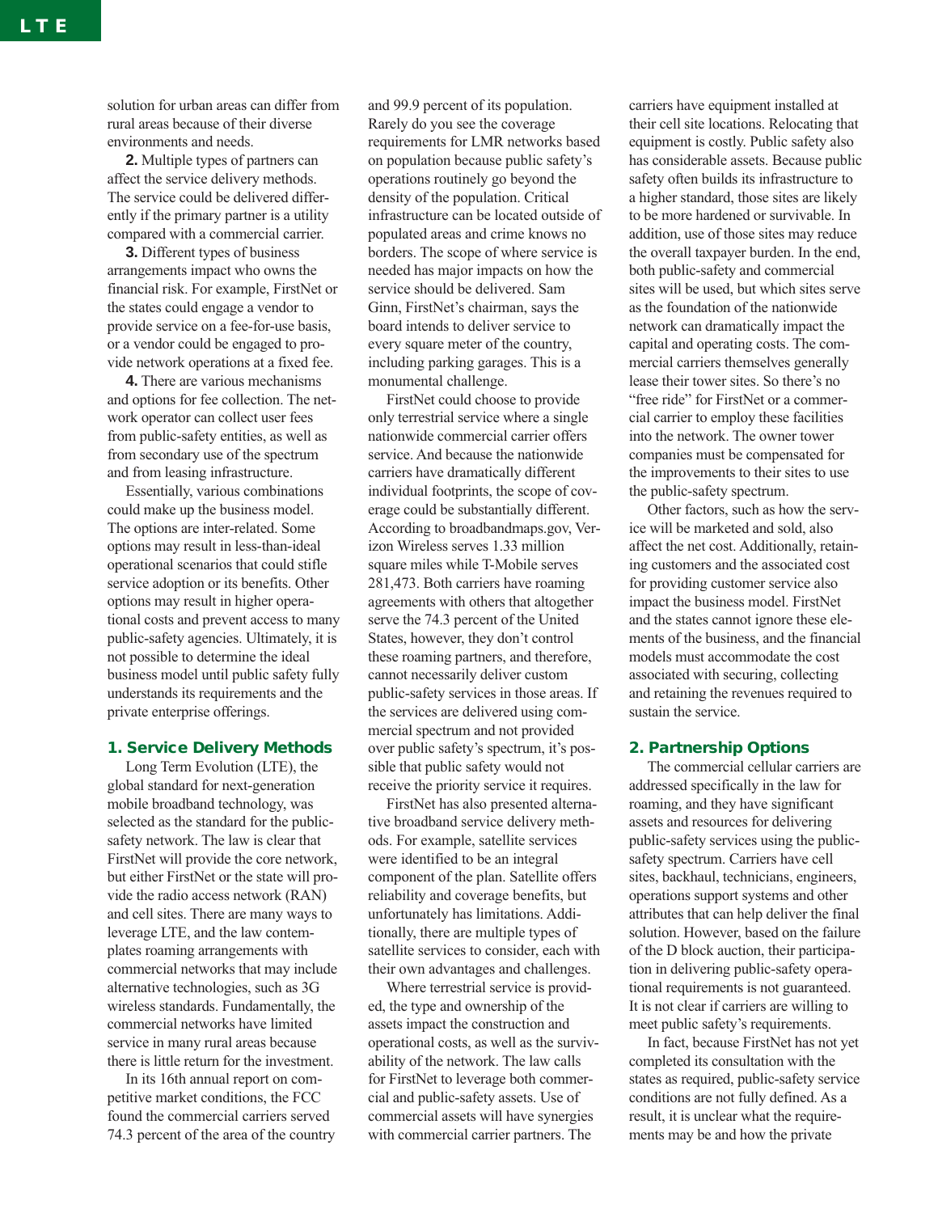solution for urban areas can differ from rural areas because of their diverse environments and needs.

**2.** Multiple types of partners can affect the service delivery methods. The service could be delivered differently if the primary partner is a utility compared with a commercial carrier.

**3.** Different types of business arrangements impact who owns the financial risk. For example, FirstNet or the states could engage a vendor to provide service on a fee-for-use basis, or a vendor could be engaged to provide network operations at a fixed fee.

**4.** There are various mechanisms and options for fee collection. The network operator can collect user fees from public-safety entities, as well as from secondary use of the spectrum and from leasing infrastructure.

Essentially, various combinations could make up the business model. The options are inter-related. Some options may result in less-than-ideal operational scenarios that could stifle service adoption or its benefits. Other options may result in higher operational costs and prevent access to many public-safety agencies. Ultimately, it is not possible to determine the ideal business model until public safety fully understands its requirements and the private enterprise offerings.

## 1. Service Delivery Methods

Long Term Evolution (LTE), the global standard for next-generation mobile broadband technology, was selected as the standard for the public-safety network. The law is clear that FirstNet will provide the core network, but either FirstNet or the state will provide the radio access network (RAN) and cell sites. There are many ways to leverage LTE, and the law contemplates roaming arrangements with commercial networks that may include alternative technologies, such as 3G wireless standards. Fundamentally, the commercial networks have limited service in many rural areas because there is little return for the investment.

In its 16th annual report on competitive market conditions, the FCC found the commercial carriers served 74.3 percent of the area of the country and 99.9 percent of its population. Rarely do you see the coverage requirements for LMR networks based on population because public safety's operations routinely go beyond the density of the population. Critical infrastructure can be located outside of populated areas and crime knows no borders. The scope of where service is needed has major impacts on how the service should be delivered. Sam Ginn, FirstNet's chairman, says the board intends to deliver service to every square meter of the country, including parking garages. This is a monumental challenge.

FirstNet could choose to provide only terrestrial service where a single nationwide commercial carrier offers service. And because the nationwide carriers have dramatically different individual footprints, the scope of coverage could be substantially different. According to broadbandmaps.gov, Verizon Wireless serves 1.33 million square miles while T-Mobile serves 281,473. Both carriers have roaming agreements with others that altogether serve the 74.3 percent of the United States, however, they don't control these roaming partners, and therefore, cannot necessarily deliver custom public-safety services in those areas. If the services are delivered using commercial spectrum and not provided over public safety's spectrum, it's possible that public safety would not receive the priority service it requires.

FirstNet has also presented alternative broadband service delivery methods. For example, satellite services were identified to be an integral component of the plan. Satellite offers reliability and coverage benefits, but unfortunately has limitations. Additionally, there are multiple types of satellite services to consider, each with their own advantages and challenges.

Where terrestrial service is provided, the type and ownership of the assets impact the construction and operational costs, as well as the survivability of the network. The law calls for FirstNet to leverage both commercial and public-safety assets. Use of commercial assets will have synergies with commercial carrier partners. The carriers have equipment installed at their cell site locations. Relocating that equipment is costly. Public safety also has considerable assets. Because public safety often builds its infrastructure to a higher standard, those sites are likely to be more hardened or survivable. In addition, use of those sites may reduce the overall taxpayer burden. In the end, both public-safety and commercial sites will be used, but which sites serve as the foundation of the nationwide network can dramatically impact the capital and operating costs. The commercial carriers themselves generally lease their tower sites. So there's no "free ride" for FirstNet or a commercial carrier to employ these facilities into the network. The owner tower companies must be compensated for the improvements to their sites to use the public-safety spectrum.

Other factors, such as how the service will be marketed and sold, also affect the net cost. Additionally, retaining customers and the associated cost for providing customer service also impact the business model. FirstNet and the states cannot ignore these elements of the business, and the financial models must accommodate the cost associated with securing, collecting and retaining the revenues required to sustain the service.

## 2. Partnership Options

The commercial cellular carriers are addressed specifically in the law for roaming, and they have significant assets and resources for delivering public-safety services using the public-safety spectrum. Carriers have cell sites, backhaul, technicians, engineers, operations support systems and other attributes that can help deliver the final solution. However, based on the failure of the D block auction, their participation in delivering public-safety operational requirements is not guaranteed. It is not clear if carriers are willing to meet public safety's requirements.

In fact, because FirstNet has not yet completed its consultation with the states as required, public-safety service conditions are not fully defined. As a result, it is unclear what the requirements may be and how the private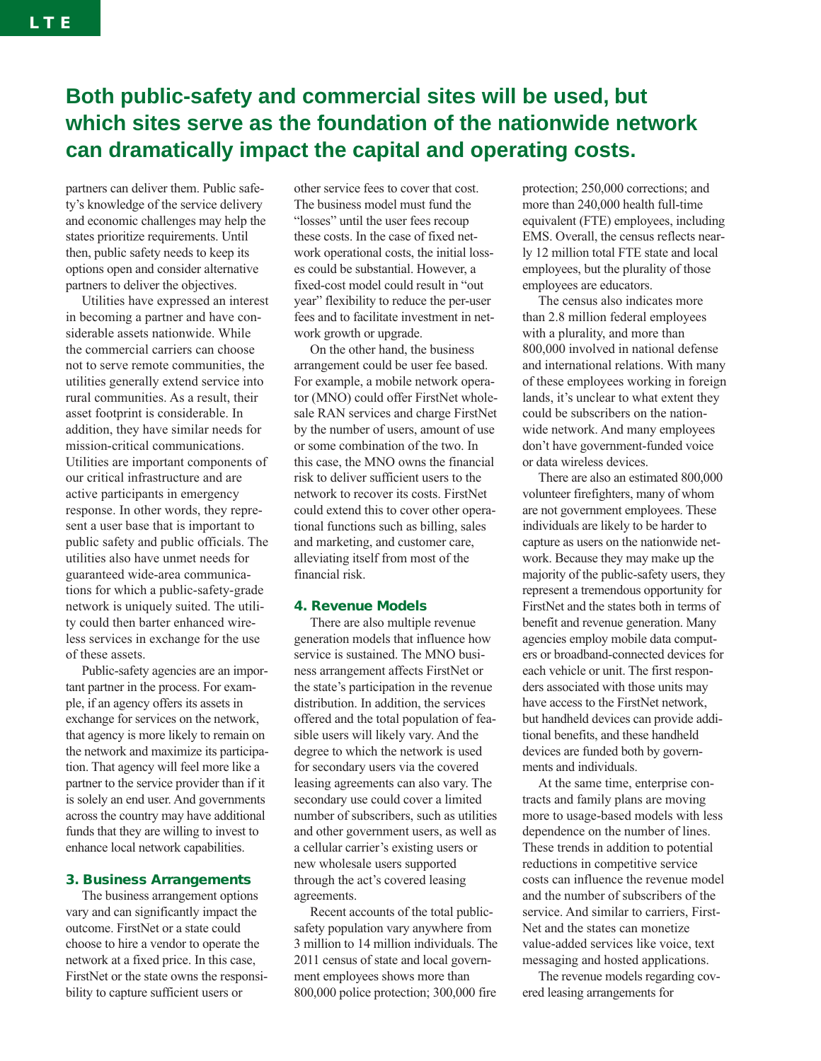**Both public-safety and commercial sites will be used, but which sites serve as the foundation of the nationwide network can dramatically impact the capital and operating costs.**

partners can deliver them. Public safety's knowledge of the service delivery and economic challenges may help the states prioritize requirements. Until then, public safety needs to keep its options open and consider alternative partners to deliver the objectives.

Utilities have expressed an interest in becoming a partner and have considerable assets nationwide. While the commercial carriers can choose not to serve remote communities, the utilities generally extend service into rural communities. As a result, their asset footprint is considerable. In addition, they have similar needs for mission-critical communications. Utilities are important components of our critical infrastructure and are active participants in emergency response. In other words, they represent a user base that is important to public safety and public officials. The utilities also have unmet needs for guaranteed wide-area communications for which a public-safety-grade network is uniquely suited. The utility could then barter enhanced wireless services in exchange for the use of these assets.

Public-safety agencies are an important partner in the process. For example, if an agency offers its assets in exchange for services on the network, that agency is more likely to remain on the network and maximize its participation. That agency will feel more like a partner to the service provider than if it is solely an end user. And governments across the country may have additional funds that they are willing to invest to enhance local network capabilities.

### 3. Business Arrangements

The business arrangement options vary and can significantly impact the outcome. FirstNet or a state could choose to hire a vendor to operate the network at a fixed price. In this case, FirstNet or the state owns the responsibility to capture sufficient users or other service fees to cover that cost. The business model must fund the "losses" until the user fees recoup these costs. In the case of fixed network operational costs, the initial losses could be substantial. However, a fixed-cost model could result in "out year" flexibility to reduce the per-user fees and to facilitate investment in network growth or upgrade.

On the other hand, the business arrangement could be user fee based. For example, a mobile network operator (MNO) could offer FirstNet wholesale RAN services and charge FirstNet by the number of users, amount of use or some combination of the two. In this case, the MNO owns the financial risk to deliver sufficient users to the network to recover its costs. FirstNet could extend this to cover other operational functions such as billing, sales and marketing, and customer care, alleviating itself from most of the financial risk.

### 4. Revenue Models

There are also multiple revenue generation models that influence how service is sustained. The MNO business arrangement affects FirstNet or the state's participation in the revenue distribution. In addition, the services offered and the total population of feasible users will likely vary. And the degree to which the network is used for secondary users via the covered leasing agreements can also vary. The secondary use could cover a limited number of subscribers, such as utilities and other government users, as well as a cellular carrier's existing users or new wholesale users supported through the act's covered leasing agreements.

Recent accounts of the total public-safety population vary anywhere from 3 million to 14 million individuals. The 2011 census of state and local government employees shows more than 800,000 police protection; 300,000 fire protection; 250,000 corrections; and more than 240,000 health full-time equivalent (FTE) employees, including EMS. Overall, the census reflects nearly 12 million total FTE state and local employees, but the plurality of those employees are educators.

The census also indicates more than 2.8 million federal employees with a plurality, and more than 800,000 involved in national defense and international relations. With many of these employees working in foreign lands, it's unclear to what extent they could be subscribers on the nationwide network. And many employees don't have government-funded voice or data wireless devices.

There are also an estimated 800,000 volunteer firefighters, many of whom are not government employees. These individuals are likely to be harder to capture as users on the nationwide network. Because they may make up the majority of the public-safety users, they represent a tremendous opportunity for FirstNet and the states both in terms of benefit and revenue generation. Many agencies employ mobile data computers or broadband-connected devices for each vehicle or unit. The first responders associated with those units may have access to the FirstNet network, but handheld devices can provide additional benefits, and these handheld devices are funded both by governments and individuals.

At the same time, enterprise contracts and family plans are moving more to usage-based models with less dependence on the number of lines. These trends in addition to potential reductions in competitive service costs can influence the revenue model and the number of subscribers of the service. And similar to carriers, FirstNet and the states can monetize value-added services like voice, text messaging and hosted applications.

The revenue models regarding covered leasing arrangements for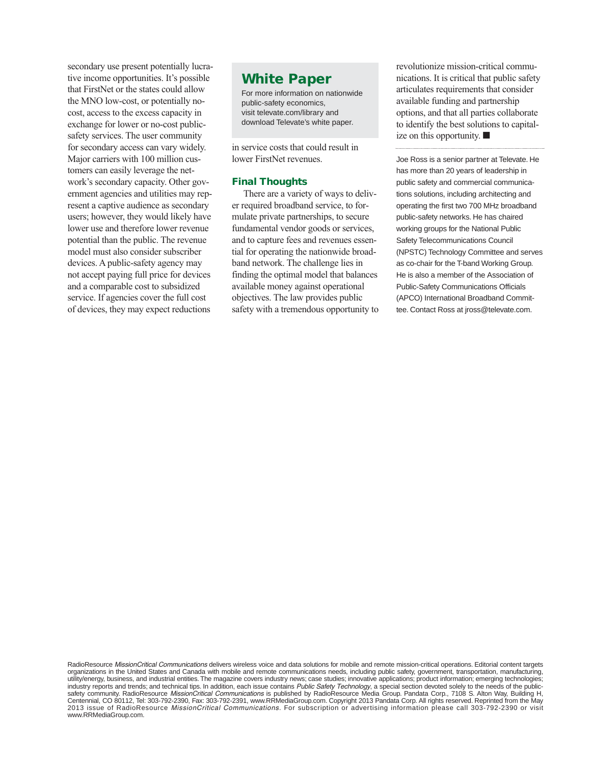secondary use present potentially lucrative income opportunities. It's possible that FirstNet or the states could allow the MNO low-cost, or potentially no-cost, access to the excess capacity in exchange for lower or no-cost public-safety services. The user community for secondary access can vary widely. Major carriers with 100 million customers can easily leverage the network's secondary capacity. Other government agencies and utilities may represent a captive audience as secondary users; however, they would likely have lower use and therefore lower revenue potential than the public. The revenue model must also consider subscriber devices. A public-safety agency may not accept paying full price for devices and a comparable cost to subsidized service. If agencies cover the full cost of devices, they may expect reductions in service costs that could result in lower FirstNet revenues.

## White Paper

For more information on nationwide public-safety economics, visit televate.com/library and download Televate's white paper.

### Final Thoughts

There are a variety of ways to deliver required broadband service, to formulate private partnerships, to secure fundamental vendor goods or services, and to capture fees and revenues essential for operating the nationwide broadband network. The challenge lies in finding the optimal model that balances available money against operational objectives. The law provides public safety with a tremendous opportunity to revolutionize mission-critical communications. It is critical that public safety articulates requirements that consider available funding and partnership options, and that all parties collaborate to identify the best solutions to capitalize on this opportunity. ■

---

Joe Ross is a senior partner at Televate. He has more than 20 years of leadership in public safety and commercial communications solutions, including architecting and operating the first two 700 MHz broadband public-safety networks. He has chaired working groups for the National Public Safety Telecommunications Council (NPSTC) Technology Committee and serves as co-chair for the T-band Working Group. He is also a member of the Association of Public-Safety Communications Officials (APCO) International Broadband Committee. Contact Ross at jross@televate.com.

RadioResource *MissionCritical Communications* delivers wireless voice and data solutions for mobile and remote mission-critical operations. Editorial content targets organizations in the United States and Canada with mobile and remote communications needs, including public safety, government, transportation, manufacturing, utility/energy, business, and industrial entities. The magazine covers industry news; case studies; innovative applications; product information; emerging technologies; industry reports and trends; and technical tips. In addition, each issue contains *Public Safety Technology*, a special section devoted solely to the needs of the public-safety community. RadioResource *MissionCritical Communications* is published by RadioResource Media Group. Pandata Corp., 7108 S. Alton Way, Building H, Centennial, CO 80112, Tel: 303-792-2390, Fax: 303-792-2391, www.RRMediaGroup.com. Copyright 2013 Pandata Corp. All rights reserved. Reprinted from the May 2013 issue of RadioResource *MissionCritical Communications*. For subscription or advertising information please call 303-792-2390 or visit www.RRMediaGroup.com.